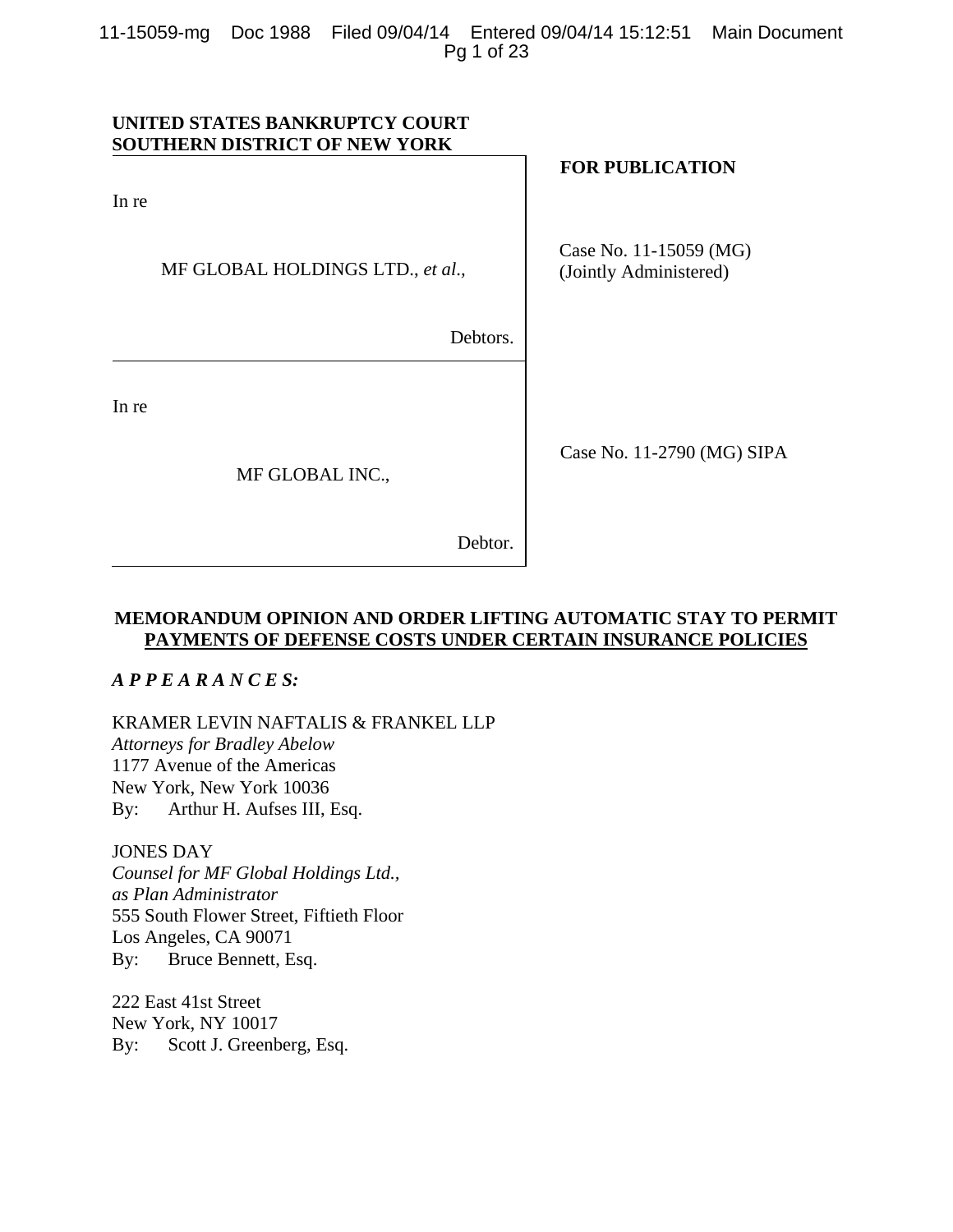**UNITED STATES BANKRUPTCY COURT**
**SOUTHERN DISTRICT OF NEW YORK**

**FOR PUBLICATION**

In re

MF GLOBAL HOLDINGS LTD., *et al*.,

Debtors.

Case No. 11-15059 (MG)
(Jointly Administered)

In re

MF GLOBAL INC.,

Debtor.

Case No. 11-2790 (MG) SIPA

**MEMORANDUM OPINION AND ORDER LIFTING AUTOMATIC STAY TO PERMIT PAYMENTS OF DEFENSE COSTS UNDER CERTAIN INSURANCE POLICIES**

***A P P E A R A N C E S:***

KRAMER LEVIN NAFTALIS & FRANKEL LLP
*Attorneys for Bradley Abelow*
1177 Avenue of the Americas
New York, New York 10036
By: Arthur H. Aufses III, Esq.

JONES DAY
*Counsel for MF Global Holdings Ltd., as Plan Administrator*
555 South Flower Street, Fiftieth Floor
Los Angeles, CA 90071
By: Bruce Bennett, Esq.

222 East 41st Street
New York, NY 10017
By: Scott J. Greenberg, Esq.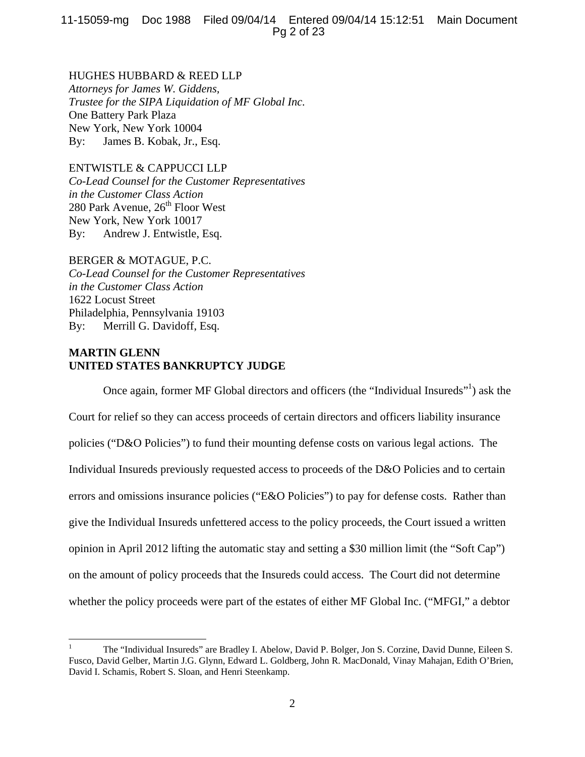HUGHES HUBBARD & REED LLP
*Attorneys for James W. Giddens,*
*Trustee for the SIPA Liquidation of MF Global Inc.*
One Battery Park Plaza
New York, New York 10004
By: James B. Kobak, Jr., Esq.

ENTWISTLE & CAPPUCCI LLP
*Co-Lead Counsel for the Customer Representatives*
*in the Customer Class Action*
280 Park Avenue, 26th Floor West
New York, New York 10017
By: Andrew J. Entwistle, Esq.

BERGER & MOTAGUE, P.C.
*Co-Lead Counsel for the Customer Representatives*
*in the Customer Class Action*
1622 Locust Street
Philadelphia, Pennsylvania 19103
By: Merrill G. Davidoff, Esq.

**MARTIN GLENN**
**UNITED STATES BANKRUPTCY JUDGE**

Once again, former MF Global directors and officers (the "Individual Insureds"[1]) ask the Court for relief so they can access proceeds of certain directors and officers liability insurance policies ("D&O Policies") to fund their mounting defense costs on various legal actions. The Individual Insureds previously requested access to proceeds of the D&O Policies and to certain errors and omissions insurance policies ("E&O Policies") to pay for defense costs. Rather than give the Individual Insureds unfettered access to the policy proceeds, the Court issued a written opinion in April 2012 lifting the automatic stay and setting a $30 million limit (the "Soft Cap") on the amount of policy proceeds that the Insureds could access. The Court did not determine whether the policy proceeds were part of the estates of either MF Global Inc. ("MFGI," a debtor

[1] The "Individual Insureds" are Bradley I. Abelow, David P. Bolger, Jon S. Corzine, David Dunne, Eileen S. Fusco, David Gelber, Martin J.G. Glynn, Edward L. Goldberg, John R. MacDonald, Vinay Mahajan, Edith O'Brien, David I. Schamis, Robert S. Sloan, and Henri Steenkamp.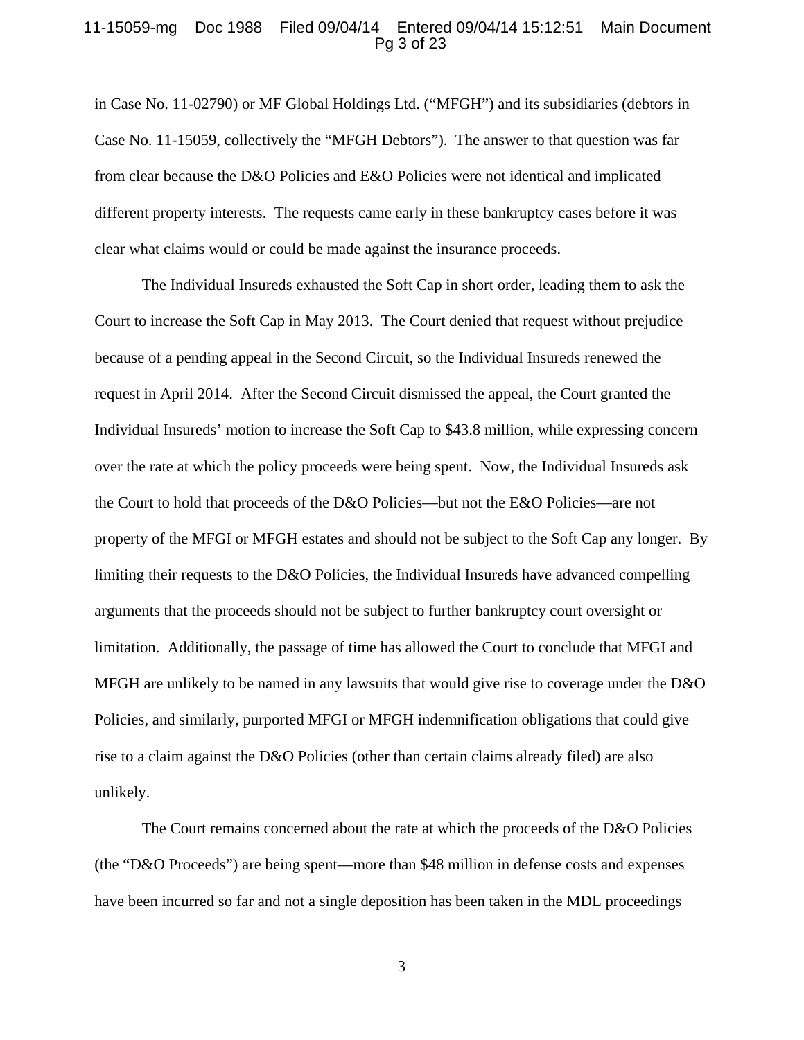in Case No. 11-02790) or MF Global Holdings Ltd. ("MFGH") and its subsidiaries (debtors in Case No. 11-15059, collectively the "MFGH Debtors"). The answer to that question was far from clear because the D&O Policies and E&O Policies were not identical and implicated different property interests. The requests came early in these bankruptcy cases before it was clear what claims would or could be made against the insurance proceeds.

The Individual Insureds exhausted the Soft Cap in short order, leading them to ask the Court to increase the Soft Cap in May 2013. The Court denied that request without prejudice because of a pending appeal in the Second Circuit, so the Individual Insureds renewed the request in April 2014. After the Second Circuit dismissed the appeal, the Court granted the Individual Insureds' motion to increase the Soft Cap to $43.8 million, while expressing concern over the rate at which the policy proceeds were being spent. Now, the Individual Insureds ask the Court to hold that proceeds of the D&O Policies—but not the E&O Policies—are not property of the MFGI or MFGH estates and should not be subject to the Soft Cap any longer. By limiting their requests to the D&O Policies, the Individual Insureds have advanced compelling arguments that the proceeds should not be subject to further bankruptcy court oversight or limitation. Additionally, the passage of time has allowed the Court to conclude that MFGI and MFGH are unlikely to be named in any lawsuits that would give rise to coverage under the D&O Policies, and similarly, purported MFGI or MFGH indemnification obligations that could give rise to a claim against the D&O Policies (other than certain claims already filed) are also unlikely.

The Court remains concerned about the rate at which the proceeds of the D&O Policies (the "D&O Proceeds") are being spent—more than $48 million in defense costs and expenses have been incurred so far and not a single deposition has been taken in the MDL proceedings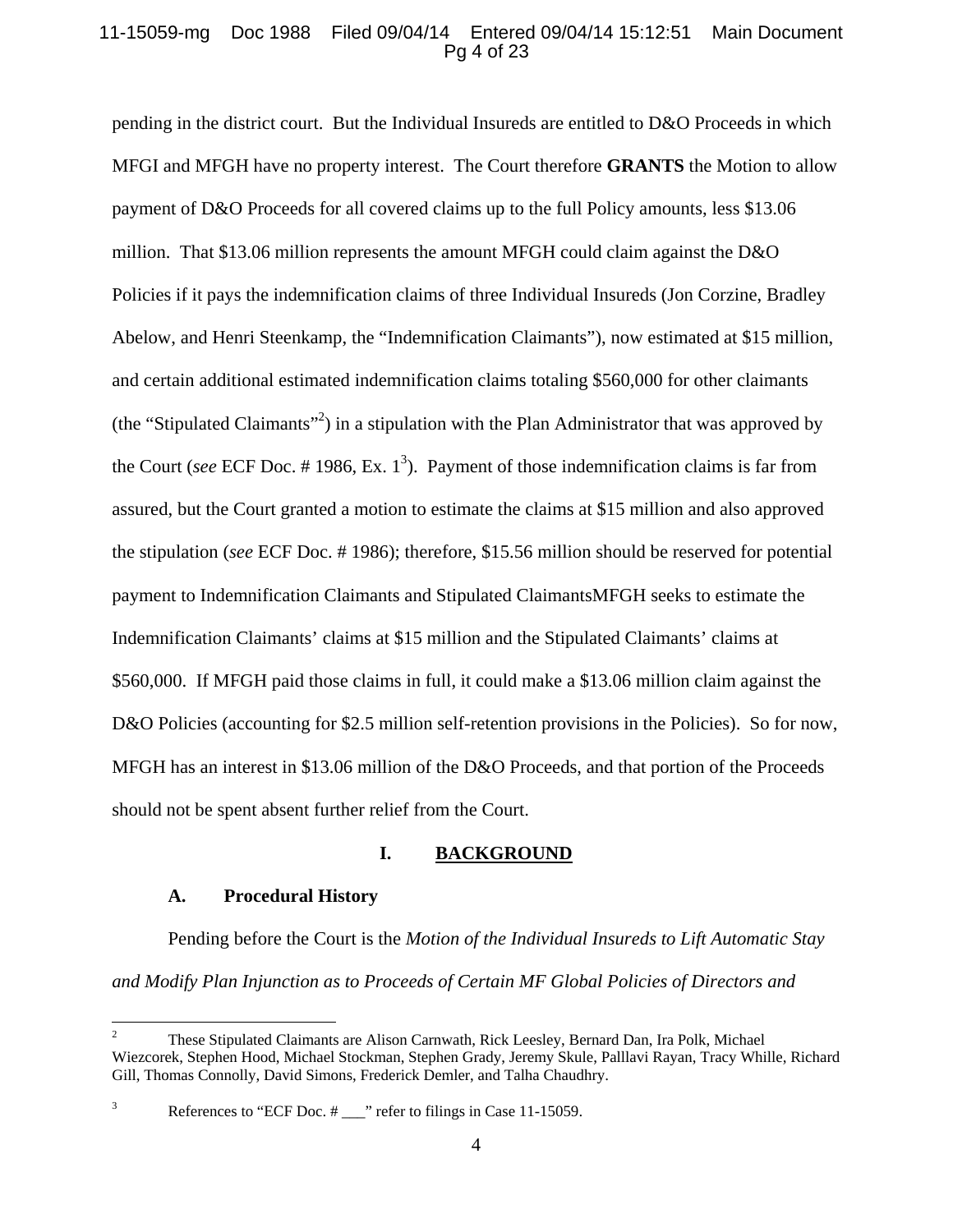pending in the district court. But the Individual Insureds are entitled to D&O Proceeds in which MFGI and MFGH have no property interest. The Court therefore **GRANTS** the Motion to allow payment of D&O Proceeds for all covered claims up to the full Policy amounts, less \$13.06 million. That \$13.06 million represents the amount MFGH could claim against the D&O Policies if it pays the indemnification claims of three Individual Insureds (Jon Corzine, Bradley Abelow, and Henri Steenkamp, the "Indemnification Claimants"), now estimated at \$15 million, and certain additional estimated indemnification claims totaling \$560,000 for other claimants (the "Stipulated Claimants"[2]) in a stipulation with the Plan Administrator that was approved by the Court (*see* ECF Doc. # 1986, Ex. 1[3]). Payment of those indemnification claims is far from assured, but the Court granted a motion to estimate the claims at \$15 million and also approved the stipulation (*see* ECF Doc. # 1986); therefore, \$15.56 million should be reserved for potential payment to Indemnification Claimants and Stipulated ClaimantsMFGH seeks to estimate the Indemnification Claimants' claims at \$15 million and the Stipulated Claimants' claims at \$560,000. If MFGH paid those claims in full, it could make a \$13.06 million claim against the D&O Policies (accounting for \$2.5 million self-retention provisions in the Policies). So for now, MFGH has an interest in \$13.06 million of the D&O Proceeds, and that portion of the Proceeds should not be spent absent further relief from the Court.

## I. BACKGROUND

### A. Procedural History

Pending before the Court is the *Motion of the Individual Insureds to Lift Automatic Stay and Modify Plan Injunction as to Proceeds of Certain MF Global Policies of Directors and*

---

[2] These Stipulated Claimants are Alison Carnwath, Rick Leesley, Bernard Dan, Ira Polk, Michael Wiezcorek, Stephen Hood, Michael Stockman, Stephen Grady, Jeremy Skule, Palllavi Rayan, Tracy Whille, Richard Gill, Thomas Connolly, David Simons, Frederick Demler, and Talha Chaudhry.

[3] References to "ECF Doc. # ___" refer to filings in Case 11-15059.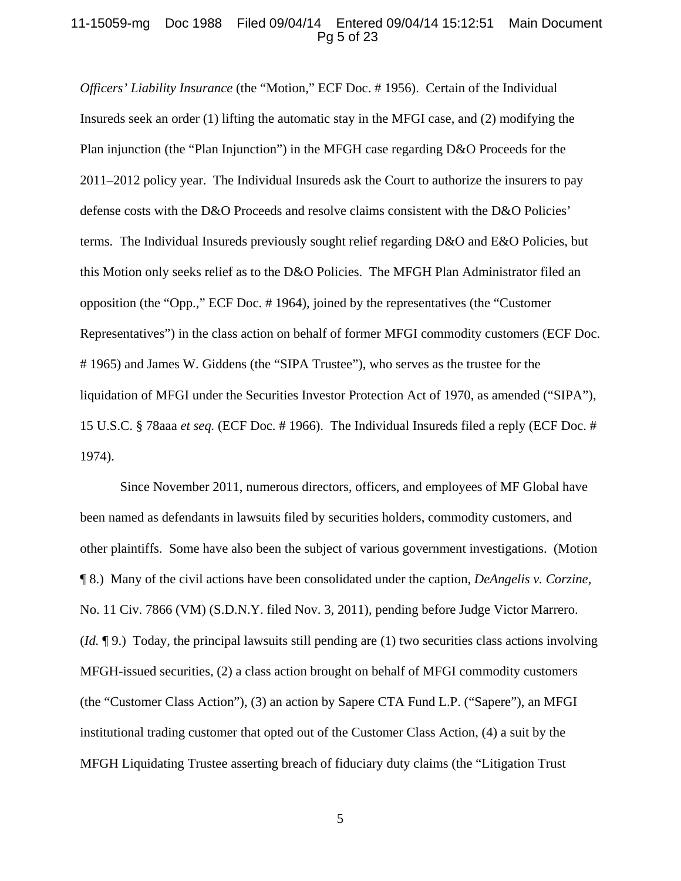*Officers' Liability Insurance* (the "Motion," ECF Doc. # 1956). Certain of the Individual Insureds seek an order (1) lifting the automatic stay in the MFGI case, and (2) modifying the Plan injunction (the "Plan Injunction") in the MFGH case regarding D&O Proceeds for the 2011–2012 policy year. The Individual Insureds ask the Court to authorize the insurers to pay defense costs with the D&O Proceeds and resolve claims consistent with the D&O Policies' terms. The Individual Insureds previously sought relief regarding D&O and E&O Policies, but this Motion only seeks relief as to the D&O Policies. The MFGH Plan Administrator filed an opposition (the "Opp.," ECF Doc. # 1964), joined by the representatives (the "Customer Representatives") in the class action on behalf of former MFGI commodity customers (ECF Doc. # 1965) and James W. Giddens (the "SIPA Trustee"), who serves as the trustee for the liquidation of MFGI under the Securities Investor Protection Act of 1970, as amended ("SIPA"), 15 U.S.C. § 78aaa *et seq.* (ECF Doc. # 1966). The Individual Insureds filed a reply (ECF Doc. # 1974).

Since November 2011, numerous directors, officers, and employees of MF Global have been named as defendants in lawsuits filed by securities holders, commodity customers, and other plaintiffs. Some have also been the subject of various government investigations. (Motion ¶ 8.) Many of the civil actions have been consolidated under the caption, *DeAngelis v. Corzine*, No. 11 Civ. 7866 (VM) (S.D.N.Y. filed Nov. 3, 2011), pending before Judge Victor Marrero. (*Id.* ¶ 9.) Today, the principal lawsuits still pending are (1) two securities class actions involving MFGH-issued securities, (2) a class action brought on behalf of MFGI commodity customers (the "Customer Class Action"), (3) an action by Sapere CTA Fund L.P. ("Sapere"), an MFGI institutional trading customer that opted out of the Customer Class Action, (4) a suit by the MFGH Liquidating Trustee asserting breach of fiduciary duty claims (the "Litigation Trust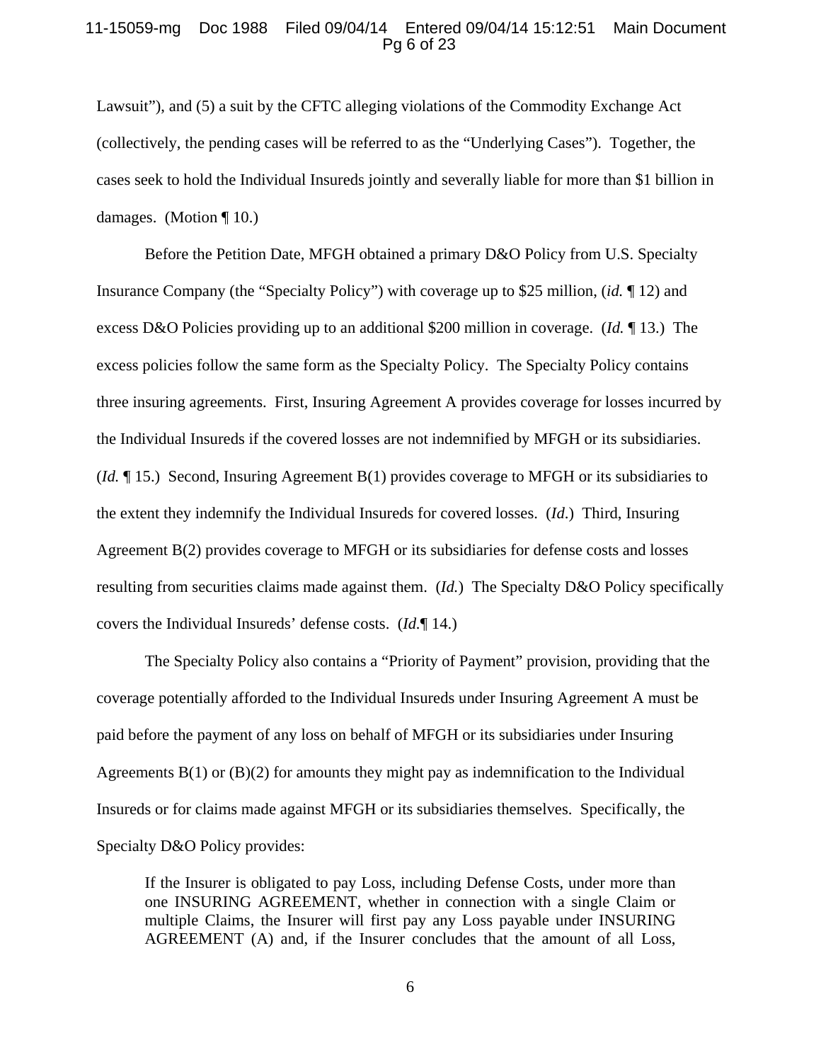Lawsuit"), and (5) a suit by the CFTC alleging violations of the Commodity Exchange Act (collectively, the pending cases will be referred to as the "Underlying Cases"). Together, the cases seek to hold the Individual Insureds jointly and severally liable for more than $1 billion in damages. (Motion ¶ 10.)

Before the Petition Date, MFGH obtained a primary D&O Policy from U.S. Specialty Insurance Company (the "Specialty Policy") with coverage up to $25 million, (*id.* ¶ 12) and excess D&O Policies providing up to an additional $200 million in coverage. (*Id.* ¶ 13.) The excess policies follow the same form as the Specialty Policy. The Specialty Policy contains three insuring agreements. First, Insuring Agreement A provides coverage for losses incurred by the Individual Insureds if the covered losses are not indemnified by MFGH or its subsidiaries. (*Id.* ¶ 15.) Second, Insuring Agreement B(1) provides coverage to MFGH or its subsidiaries to the extent they indemnify the Individual Insureds for covered losses. (*Id.*) Third, Insuring Agreement B(2) provides coverage to MFGH or its subsidiaries for defense costs and losses resulting from securities claims made against them. (*Id.*) The Specialty D&O Policy specifically covers the Individual Insureds' defense costs. (*Id.*¶ 14.)

The Specialty Policy also contains a "Priority of Payment" provision, providing that the coverage potentially afforded to the Individual Insureds under Insuring Agreement A must be paid before the payment of any loss on behalf of MFGH or its subsidiaries under Insuring Agreements B(1) or (B)(2) for amounts they might pay as indemnification to the Individual Insureds or for claims made against MFGH or its subsidiaries themselves. Specifically, the Specialty D&O Policy provides:

> If the Insurer is obligated to pay Loss, including Defense Costs, under more than one INSURING AGREEMENT, whether in connection with a single Claim or multiple Claims, the Insurer will first pay any Loss payable under INSURING AGREEMENT (A) and, if the Insurer concludes that the amount of all Loss,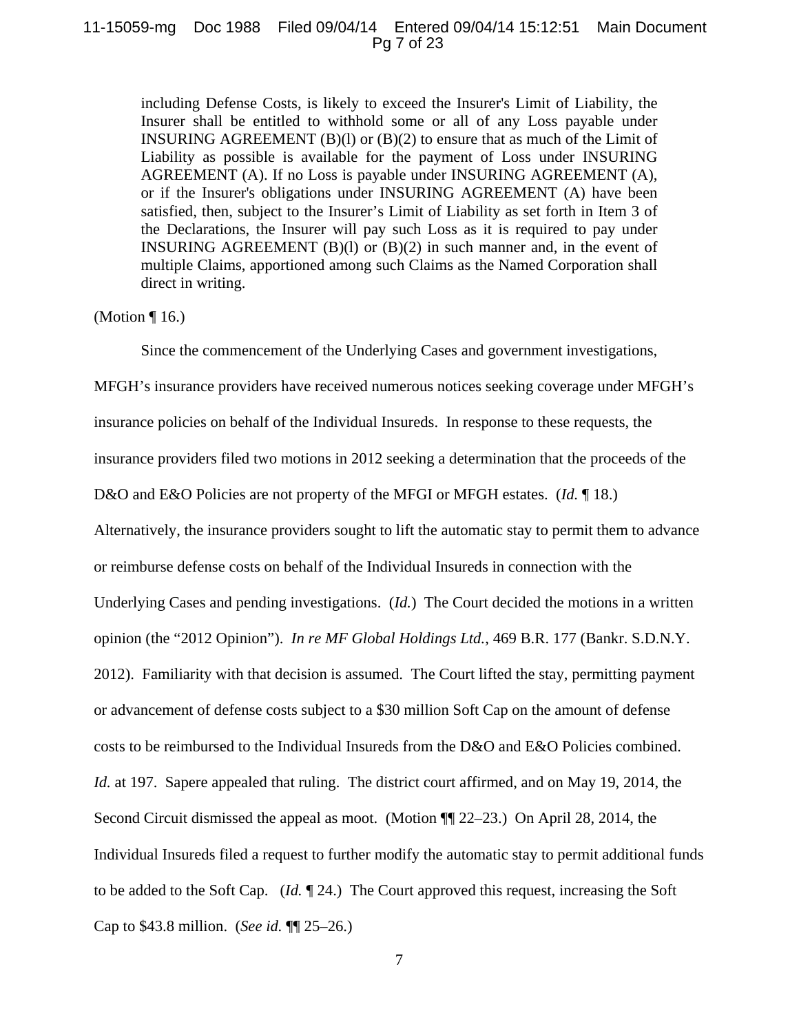> including Defense Costs, is likely to exceed the Insurer's Limit of Liability, the Insurer shall be entitled to withhold some or all of any Loss payable under INSURING AGREEMENT (B)(l) or (B)(2) to ensure that as much of the Limit of Liability as possible is available for the payment of Loss under INSURING AGREEMENT (A). If no Loss is payable under INSURING AGREEMENT (A), or if the Insurer's obligations under INSURING AGREEMENT (A) have been satisfied, then, subject to the Insurer's Limit of Liability as set forth in Item 3 of the Declarations, the Insurer will pay such Loss as it is required to pay under INSURING AGREEMENT (B)(l) or (B)(2) in such manner and, in the event of multiple Claims, apportioned among such Claims as the Named Corporation shall direct in writing.

(Motion ¶ 16.)

Since the commencement of the Underlying Cases and government investigations, MFGH's insurance providers have received numerous notices seeking coverage under MFGH's insurance policies on behalf of the Individual Insureds. In response to these requests, the insurance providers filed two motions in 2012 seeking a determination that the proceeds of the D&O and E&O Policies are not property of the MFGI or MFGH estates. (*Id.* ¶ 18.) Alternatively, the insurance providers sought to lift the automatic stay to permit them to advance or reimburse defense costs on behalf of the Individual Insureds in connection with the Underlying Cases and pending investigations. (*Id.*) The Court decided the motions in a written opinion (the "2012 Opinion"). *In re MF Global Holdings Ltd.*, 469 B.R. 177 (Bankr. S.D.N.Y. 2012). Familiarity with that decision is assumed. The Court lifted the stay, permitting payment or advancement of defense costs subject to a $30 million Soft Cap on the amount of defense costs to be reimbursed to the Individual Insureds from the D&O and E&O Policies combined. *Id.* at 197. Sapere appealed that ruling. The district court affirmed, and on May 19, 2014, the Second Circuit dismissed the appeal as moot. (Motion ¶¶ 22–23.) On April 28, 2014, the Individual Insureds filed a request to further modify the automatic stay to permit additional funds to be added to the Soft Cap. (*Id.* ¶ 24.) The Court approved this request, increasing the Soft Cap to $43.8 million. (*See id.* ¶¶ 25–26.)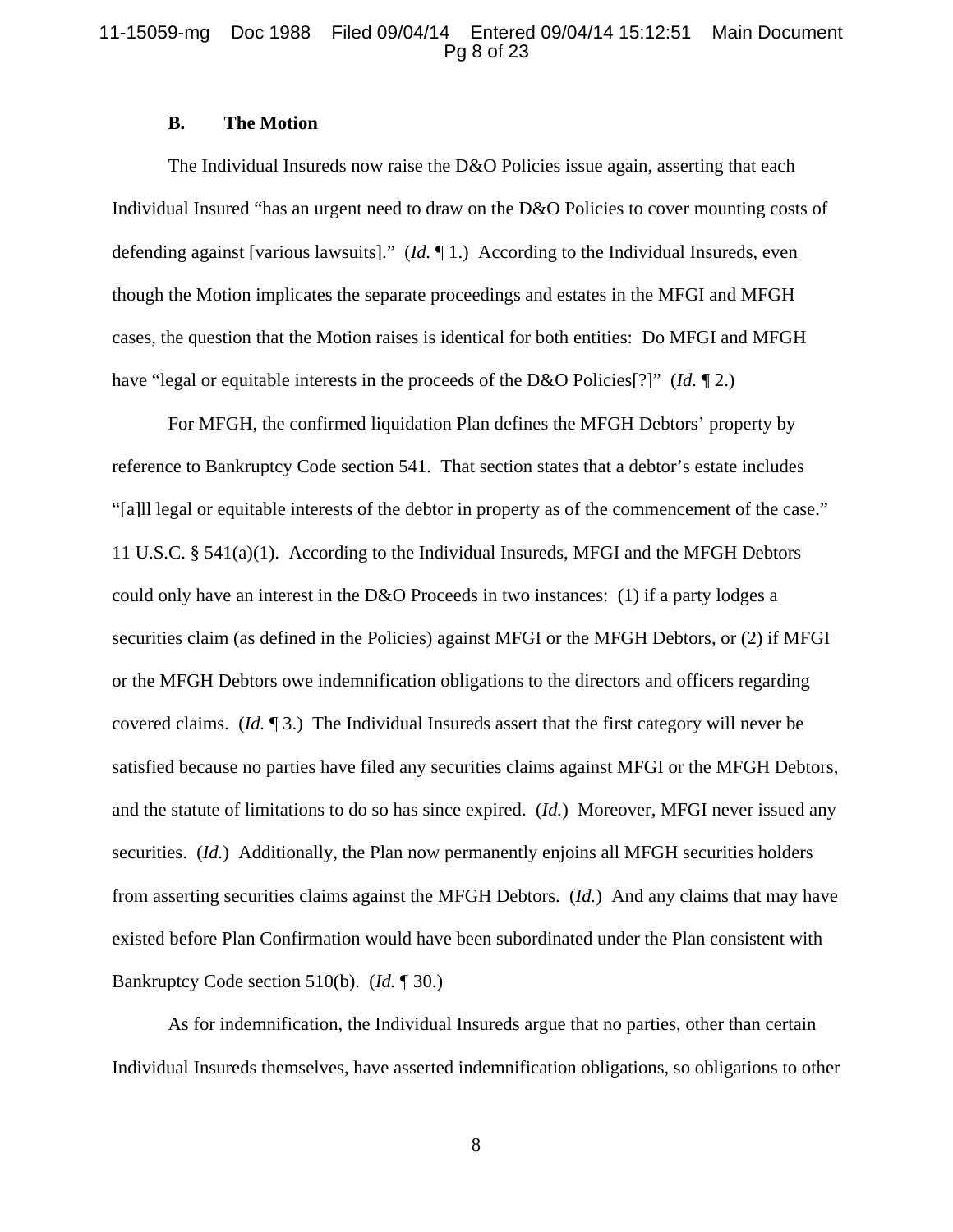### B. The Motion

The Individual Insureds now raise the D&O Policies issue again, asserting that each Individual Insured "has an urgent need to draw on the D&O Policies to cover mounting costs of defending against [various lawsuits]." (*Id.* ¶ 1.) According to the Individual Insureds, even though the Motion implicates the separate proceedings and estates in the MFGI and MFGH cases, the question that the Motion raises is identical for both entities: Do MFGI and MFGH have "legal or equitable interests in the proceeds of the D&O Policies[?]" (*Id.* ¶ 2.)

For MFGH, the confirmed liquidation Plan defines the MFGH Debtors' property by reference to Bankruptcy Code section 541. That section states that a debtor's estate includes "[a]ll legal or equitable interests of the debtor in property as of the commencement of the case." 11 U.S.C. § 541(a)(1). According to the Individual Insureds, MFGI and the MFGH Debtors could only have an interest in the D&O Proceeds in two instances: (1) if a party lodges a securities claim (as defined in the Policies) against MFGI or the MFGH Debtors, or (2) if MFGI or the MFGH Debtors owe indemnification obligations to the directors and officers regarding covered claims. (*Id.* ¶ 3.) The Individual Insureds assert that the first category will never be satisfied because no parties have filed any securities claims against MFGI or the MFGH Debtors, and the statute of limitations to do so has since expired. (*Id.*) Moreover, MFGI never issued any securities. (*Id.*) Additionally, the Plan now permanently enjoins all MFGH securities holders from asserting securities claims against the MFGH Debtors. (*Id.*) And any claims that may have existed before Plan Confirmation would have been subordinated under the Plan consistent with Bankruptcy Code section 510(b). (*Id.* ¶ 30.)

As for indemnification, the Individual Insureds argue that no parties, other than certain Individual Insureds themselves, have asserted indemnification obligations, so obligations to other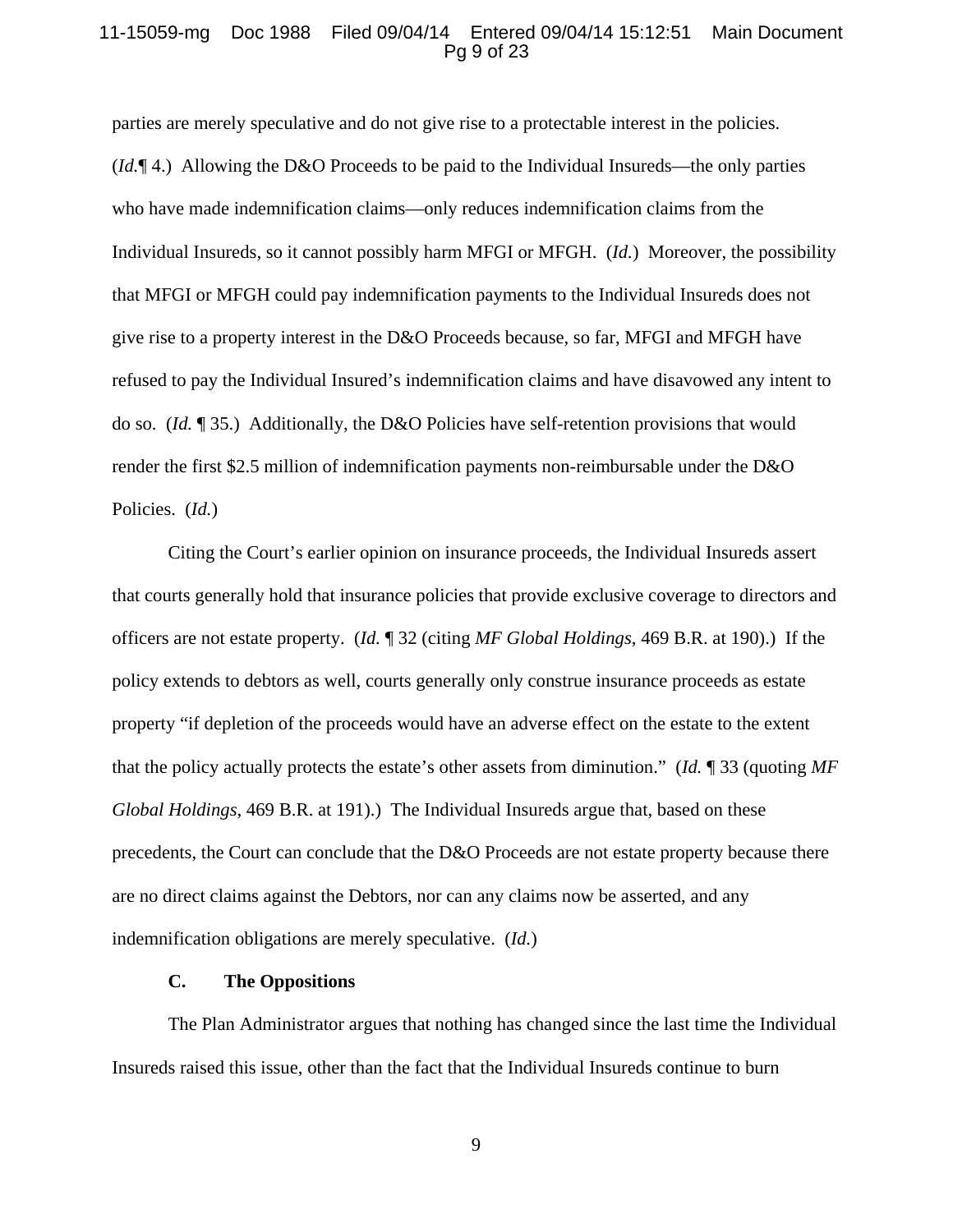parties are merely speculative and do not give rise to a protectable interest in the policies. (*Id.*¶ 4.) Allowing the D&O Proceeds to be paid to the Individual Insureds—the only parties who have made indemnification claims—only reduces indemnification claims from the Individual Insureds, so it cannot possibly harm MFGI or MFGH. (*Id.*) Moreover, the possibility that MFGI or MFGH could pay indemnification payments to the Individual Insureds does not give rise to a property interest in the D&O Proceeds because, so far, MFGI and MFGH have refused to pay the Individual Insured's indemnification claims and have disavowed any intent to do so. (*Id.* ¶ 35.) Additionally, the D&O Policies have self-retention provisions that would render the first $2.5 million of indemnification payments non-reimbursable under the D&O Policies. (*Id.*)

Citing the Court's earlier opinion on insurance proceeds, the Individual Insureds assert that courts generally hold that insurance policies that provide exclusive coverage to directors and officers are not estate property. (*Id.* ¶ 32 (citing *MF Global Holdings*, 469 B.R. at 190).) If the policy extends to debtors as well, courts generally only construe insurance proceeds as estate property "if depletion of the proceeds would have an adverse effect on the estate to the extent that the policy actually protects the estate's other assets from diminution." (*Id.* ¶ 33 (quoting *MF Global Holdings*, 469 B.R. at 191).) The Individual Insureds argue that, based on these precedents, the Court can conclude that the D&O Proceeds are not estate property because there are no direct claims against the Debtors, nor can any claims now be asserted, and any indemnification obligations are merely speculative. (*Id.*)

### C. The Oppositions

The Plan Administrator argues that nothing has changed since the last time the Individual Insureds raised this issue, other than the fact that the Individual Insureds continue to burn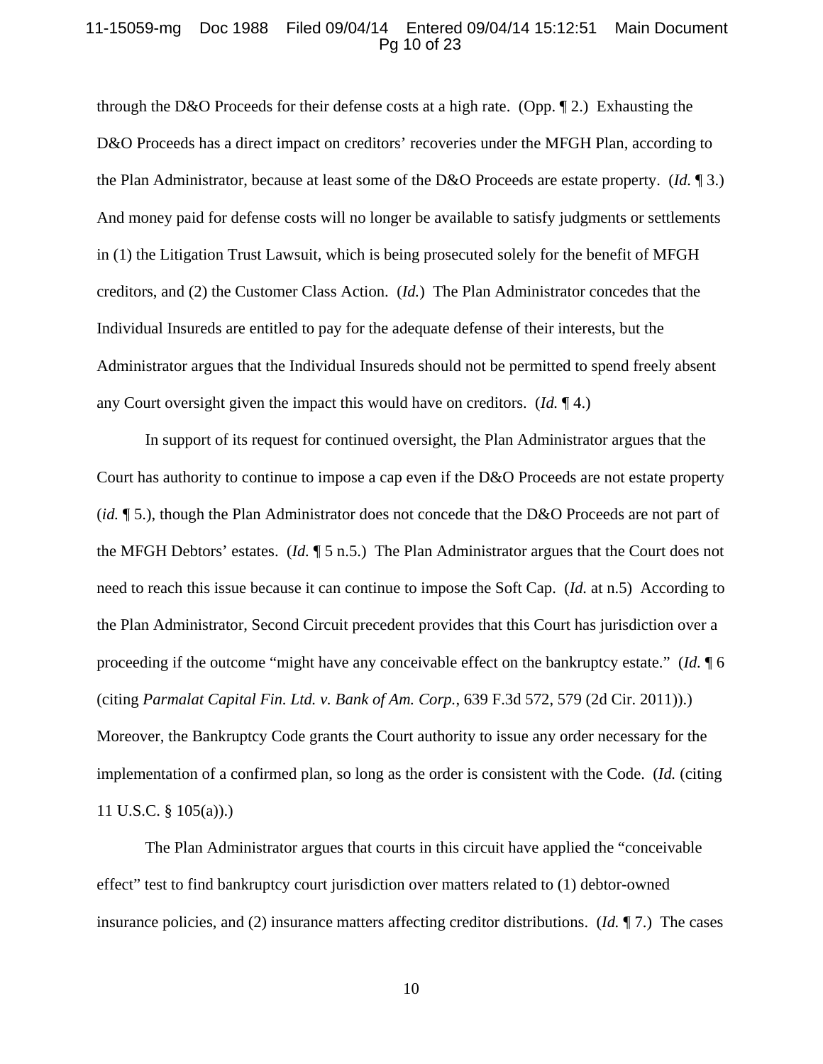through the D&O Proceeds for their defense costs at a high rate. (Opp. ¶ 2.) Exhausting the D&O Proceeds has a direct impact on creditors' recoveries under the MFGH Plan, according to the Plan Administrator, because at least some of the D&O Proceeds are estate property. (*Id.* ¶ 3.) And money paid for defense costs will no longer be available to satisfy judgments or settlements in (1) the Litigation Trust Lawsuit, which is being prosecuted solely for the benefit of MFGH creditors, and (2) the Customer Class Action. (*Id.*) The Plan Administrator concedes that the Individual Insureds are entitled to pay for the adequate defense of their interests, but the Administrator argues that the Individual Insureds should not be permitted to spend freely absent any Court oversight given the impact this would have on creditors. (*Id.* ¶ 4.)

In support of its request for continued oversight, the Plan Administrator argues that the Court has authority to continue to impose a cap even if the D&O Proceeds are not estate property (*id.* ¶ 5.), though the Plan Administrator does not concede that the D&O Proceeds are not part of the MFGH Debtors' estates. (*Id.* ¶ 5 n.5.) The Plan Administrator argues that the Court does not need to reach this issue because it can continue to impose the Soft Cap. (*Id.* at n.5) According to the Plan Administrator, Second Circuit precedent provides that this Court has jurisdiction over a proceeding if the outcome "might have any conceivable effect on the bankruptcy estate." (*Id.* ¶ 6 (citing *Parmalat Capital Fin. Ltd. v. Bank of Am. Corp.*, 639 F.3d 572, 579 (2d Cir. 2011)).) Moreover, the Bankruptcy Code grants the Court authority to issue any order necessary for the implementation of a confirmed plan, so long as the order is consistent with the Code. (*Id.* (citing 11 U.S.C. § 105(a)).)

The Plan Administrator argues that courts in this circuit have applied the "conceivable effect" test to find bankruptcy court jurisdiction over matters related to (1) debtor-owned insurance policies, and (2) insurance matters affecting creditor distributions. (*Id.* ¶ 7.) The cases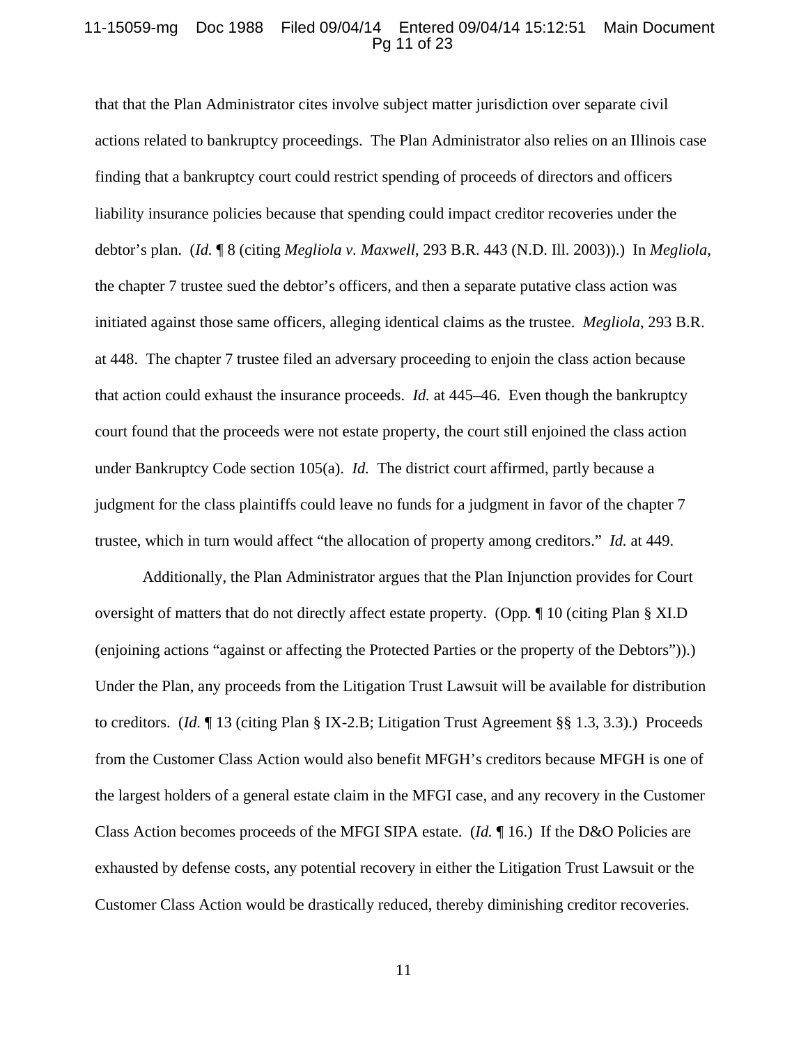that that the Plan Administrator cites involve subject matter jurisdiction over separate civil actions related to bankruptcy proceedings. The Plan Administrator also relies on an Illinois case finding that a bankruptcy court could restrict spending of proceeds of directors and officers liability insurance policies because that spending could impact creditor recoveries under the debtor's plan. (*Id.* ¶ 8 (citing *Megliola v. Maxwell*, 293 B.R. 443 (N.D. Ill. 2003)).) In *Megliola*, the chapter 7 trustee sued the debtor's officers, and then a separate putative class action was initiated against those same officers, alleging identical claims as the trustee. *Megliola*, 293 B.R. at 448. The chapter 7 trustee filed an adversary proceeding to enjoin the class action because that action could exhaust the insurance proceeds. *Id.* at 445–46. Even though the bankruptcy court found that the proceeds were not estate property, the court still enjoined the class action under Bankruptcy Code section 105(a). *Id.* The district court affirmed, partly because a judgment for the class plaintiffs could leave no funds for a judgment in favor of the chapter 7 trustee, which in turn would affect "the allocation of property among creditors." *Id.* at 449.

Additionally, the Plan Administrator argues that the Plan Injunction provides for Court oversight of matters that do not directly affect estate property. (Opp. ¶ 10 (citing Plan § XI.D (enjoining actions "against or affecting the Protected Parties or the property of the Debtors")).) Under the Plan, any proceeds from the Litigation Trust Lawsuit will be available for distribution to creditors. (*Id.* ¶ 13 (citing Plan § IX-2.B; Litigation Trust Agreement §§ 1.3, 3.3).) Proceeds from the Customer Class Action would also benefit MFGH's creditors because MFGH is one of the largest holders of a general estate claim in the MFGI case, and any recovery in the Customer Class Action becomes proceeds of the MFGI SIPA estate. (*Id.* ¶ 16.) If the D&O Policies are exhausted by defense costs, any potential recovery in either the Litigation Trust Lawsuit or the Customer Class Action would be drastically reduced, thereby diminishing creditor recoveries.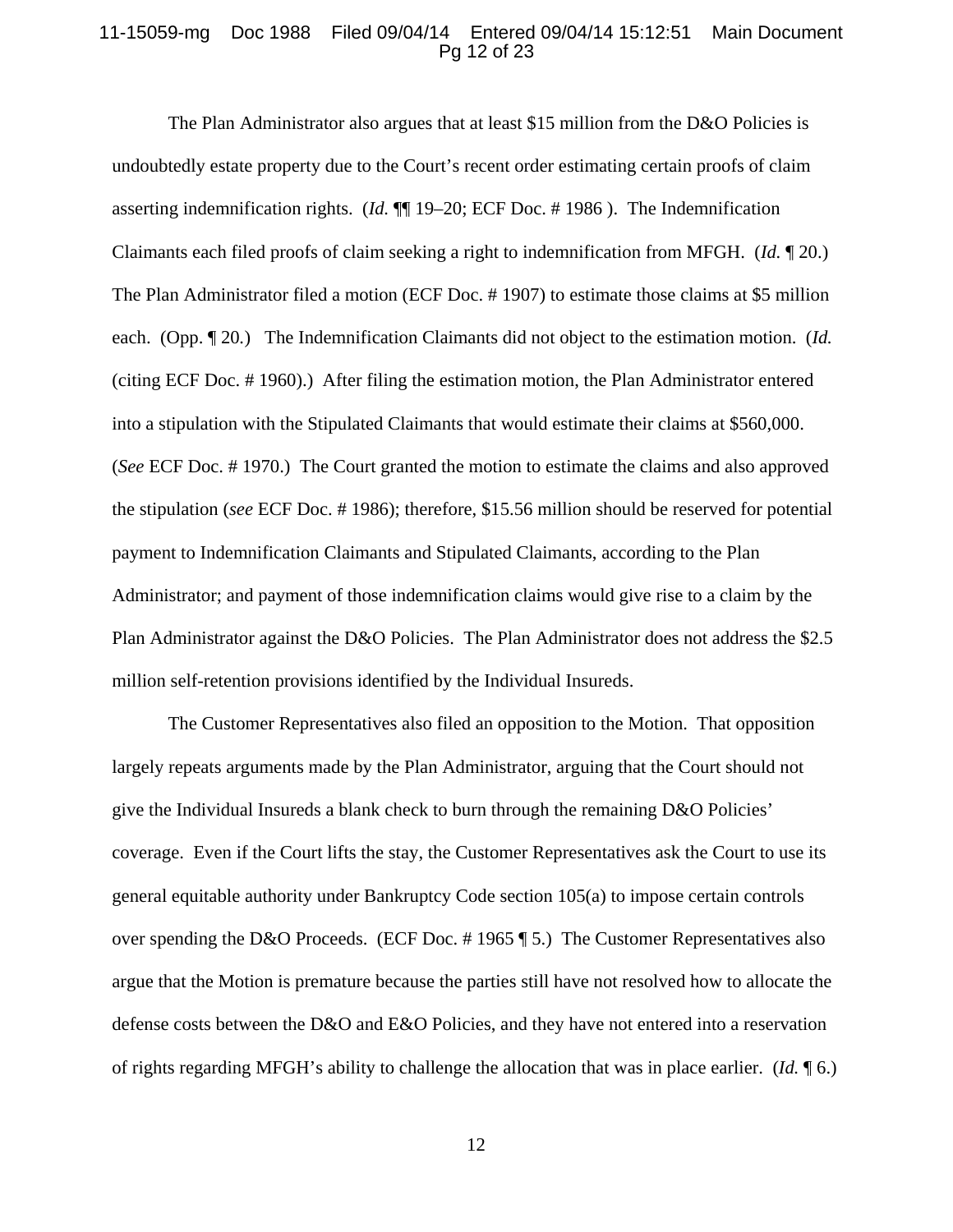The Plan Administrator also argues that at least $15 million from the D&O Policies is undoubtedly estate property due to the Court's recent order estimating certain proofs of claim asserting indemnification rights. (*Id.* ¶¶ 19–20; ECF Doc. # 1986 ). The Indemnification Claimants each filed proofs of claim seeking a right to indemnification from MFGH. (*Id.* ¶ 20.) The Plan Administrator filed a motion (ECF Doc. # 1907) to estimate those claims at $5 million each. (Opp. ¶ 20.) The Indemnification Claimants did not object to the estimation motion. (*Id.* (citing ECF Doc. # 1960).) After filing the estimation motion, the Plan Administrator entered into a stipulation with the Stipulated Claimants that would estimate their claims at $560,000. (*See* ECF Doc. # 1970.) The Court granted the motion to estimate the claims and also approved the stipulation (*see* ECF Doc. # 1986); therefore, $15.56 million should be reserved for potential payment to Indemnification Claimants and Stipulated Claimants, according to the Plan Administrator; and payment of those indemnification claims would give rise to a claim by the Plan Administrator against the D&O Policies. The Plan Administrator does not address the $2.5 million self-retention provisions identified by the Individual Insureds.

The Customer Representatives also filed an opposition to the Motion. That opposition largely repeats arguments made by the Plan Administrator, arguing that the Court should not give the Individual Insureds a blank check to burn through the remaining D&O Policies' coverage. Even if the Court lifts the stay, the Customer Representatives ask the Court to use its general equitable authority under Bankruptcy Code section 105(a) to impose certain controls over spending the D&O Proceeds. (ECF Doc. # 1965 ¶ 5.) The Customer Representatives also argue that the Motion is premature because the parties still have not resolved how to allocate the defense costs between the D&O and E&O Policies, and they have not entered into a reservation of rights regarding MFGH's ability to challenge the allocation that was in place earlier. (*Id.* ¶ 6.)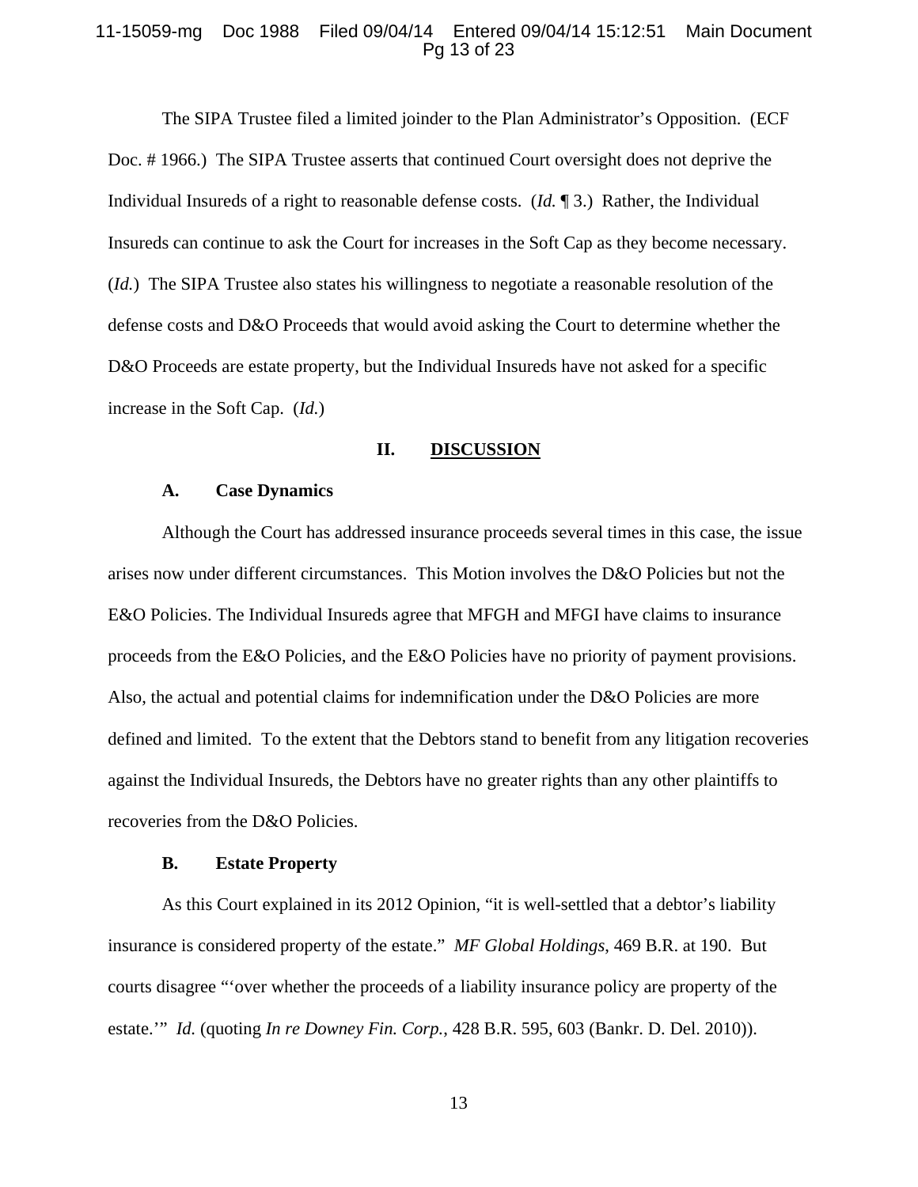The SIPA Trustee filed a limited joinder to the Plan Administrator's Opposition. (ECF Doc. # 1966.) The SIPA Trustee asserts that continued Court oversight does not deprive the Individual Insureds of a right to reasonable defense costs. (*Id.* ¶ 3.) Rather, the Individual Insureds can continue to ask the Court for increases in the Soft Cap as they become necessary. (*Id.*) The SIPA Trustee also states his willingness to negotiate a reasonable resolution of the defense costs and D&O Proceeds that would avoid asking the Court to determine whether the D&O Proceeds are estate property, but the Individual Insureds have not asked for a specific increase in the Soft Cap. (*Id.*)

## II. DISCUSSION

### A. Case Dynamics

Although the Court has addressed insurance proceeds several times in this case, the issue arises now under different circumstances. This Motion involves the D&O Policies but not the E&O Policies. The Individual Insureds agree that MFGH and MFGI have claims to insurance proceeds from the E&O Policies, and the E&O Policies have no priority of payment provisions. Also, the actual and potential claims for indemnification under the D&O Policies are more defined and limited. To the extent that the Debtors stand to benefit from any litigation recoveries against the Individual Insureds, the Debtors have no greater rights than any other plaintiffs to recoveries from the D&O Policies.

### B. Estate Property

As this Court explained in its 2012 Opinion, "it is well-settled that a debtor's liability insurance is considered property of the estate." *MF Global Holdings*, 469 B.R. at 190. But courts disagree "'over whether the proceeds of a liability insurance policy are property of the estate.'" *Id.* (quoting *In re Downey Fin. Corp.*, 428 B.R. 595, 603 (Bankr. D. Del. 2010)).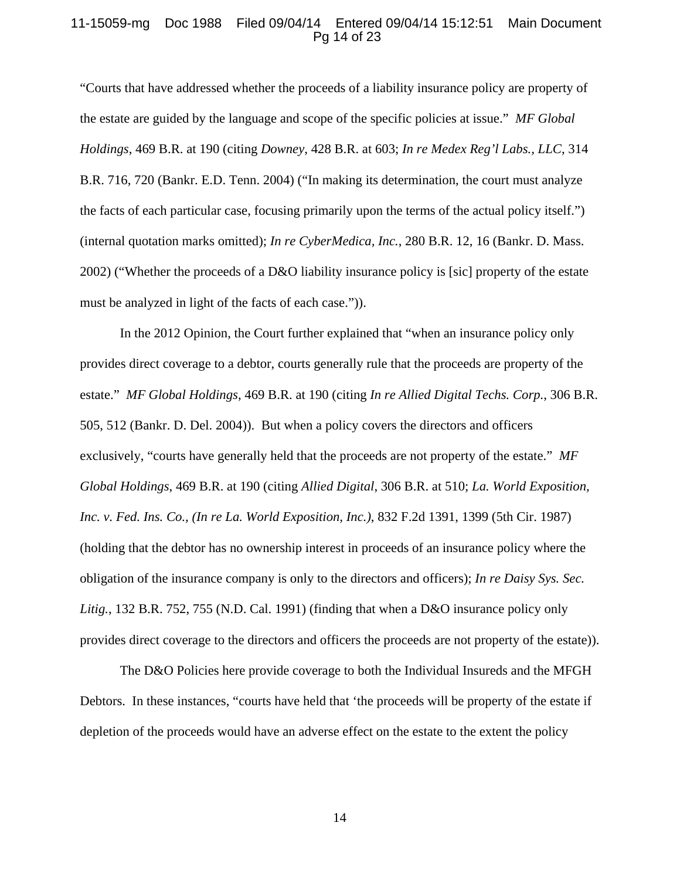"Courts that have addressed whether the proceeds of a liability insurance policy are property of the estate are guided by the language and scope of the specific policies at issue." *MF Global Holdings*, 469 B.R. at 190 (citing *Downey*, 428 B.R. at 603; *In re Medex Reg'l Labs., LLC*, 314 B.R. 716, 720 (Bankr. E.D. Tenn. 2004) ("In making its determination, the court must analyze the facts of each particular case, focusing primarily upon the terms of the actual policy itself.") (internal quotation marks omitted); *In re CyberMedica, Inc.*, 280 B.R. 12, 16 (Bankr. D. Mass. 2002) ("Whether the proceeds of a D&O liability insurance policy is [sic] property of the estate must be analyzed in light of the facts of each case.")).

In the 2012 Opinion, the Court further explained that "when an insurance policy only provides direct coverage to a debtor, courts generally rule that the proceeds are property of the estate." *MF Global Holdings*, 469 B.R. at 190 (citing *In re Allied Digital Techs. Corp.*, 306 B.R. 505, 512 (Bankr. D. Del. 2004)). But when a policy covers the directors and officers exclusively, "courts have generally held that the proceeds are not property of the estate." *MF Global Holdings*, 469 B.R. at 190 (citing *Allied Digital*, 306 B.R. at 510; *La. World Exposition, Inc. v. Fed. Ins. Co., (In re La. World Exposition, Inc.)*, 832 F.2d 1391, 1399 (5th Cir. 1987) (holding that the debtor has no ownership interest in proceeds of an insurance policy where the obligation of the insurance company is only to the directors and officers); *In re Daisy Sys. Sec. Litig.*, 132 B.R. 752, 755 (N.D. Cal. 1991) (finding that when a D&O insurance policy only provides direct coverage to the directors and officers the proceeds are not property of the estate)).

The D&O Policies here provide coverage to both the Individual Insureds and the MFGH Debtors. In these instances, "courts have held that 'the proceeds will be property of the estate if depletion of the proceeds would have an adverse effect on the estate to the extent the policy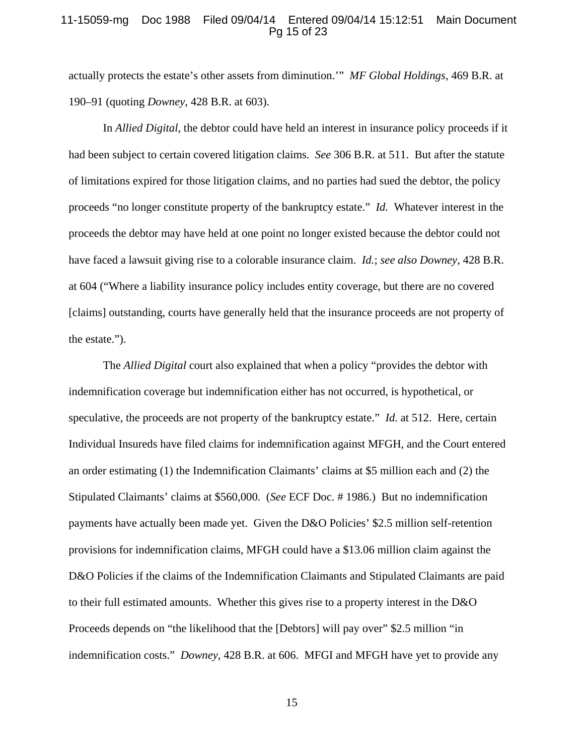actually protects the estate's other assets from diminution.'" *MF Global Holdings*, 469 B.R. at 190–91 (quoting *Downey*, 428 B.R. at 603).

In *Allied Digital*, the debtor could have held an interest in insurance policy proceeds if it had been subject to certain covered litigation claims. *See* 306 B.R. at 511. But after the statute of limitations expired for those litigation claims, and no parties had sued the debtor, the policy proceeds "no longer constitute property of the bankruptcy estate." *Id.* Whatever interest in the proceeds the debtor may have held at one point no longer existed because the debtor could not have faced a lawsuit giving rise to a colorable insurance claim. *Id.*; *see also Downey*, 428 B.R. at 604 ("Where a liability insurance policy includes entity coverage, but there are no covered [claims] outstanding, courts have generally held that the insurance proceeds are not property of the estate.").

The *Allied Digital* court also explained that when a policy "provides the debtor with indemnification coverage but indemnification either has not occurred, is hypothetical, or speculative, the proceeds are not property of the bankruptcy estate." *Id.* at 512. Here, certain Individual Insureds have filed claims for indemnification against MFGH, and the Court entered an order estimating (1) the Indemnification Claimants' claims at $5 million each and (2) the Stipulated Claimants' claims at $560,000. (*See* ECF Doc. # 1986.) But no indemnification payments have actually been made yet. Given the D&O Policies' $2.5 million self-retention provisions for indemnification claims, MFGH could have a $13.06 million claim against the D&O Policies if the claims of the Indemnification Claimants and Stipulated Claimants are paid to their full estimated amounts. Whether this gives rise to a property interest in the D&O Proceeds depends on "the likelihood that the [Debtors] will pay over" $2.5 million "in indemnification costs." *Downey*, 428 B.R. at 606. MFGI and MFGH have yet to provide any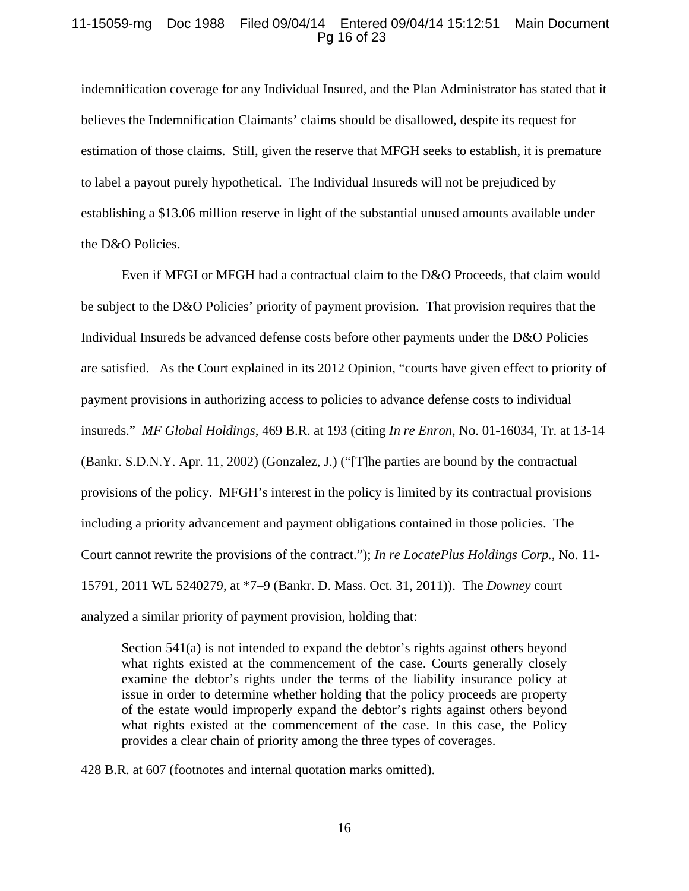indemnification coverage for any Individual Insured, and the Plan Administrator has stated that it believes the Indemnification Claimants' claims should be disallowed, despite its request for estimation of those claims. Still, given the reserve that MFGH seeks to establish, it is premature to label a payout purely hypothetical. The Individual Insureds will not be prejudiced by establishing a $13.06 million reserve in light of the substantial unused amounts available under the D&O Policies.

Even if MFGI or MFGH had a contractual claim to the D&O Proceeds, that claim would be subject to the D&O Policies' priority of payment provision. That provision requires that the Individual Insureds be advanced defense costs before other payments under the D&O Policies are satisfied. As the Court explained in its 2012 Opinion, "courts have given effect to priority of payment provisions in authorizing access to policies to advance defense costs to individual insureds." *MF Global Holdings*, 469 B.R. at 193 (citing *In re Enron*, No. 01-16034, Tr. at 13-14 (Bankr. S.D.N.Y. Apr. 11, 2002) (Gonzalez, J.) ("[T]he parties are bound by the contractual provisions of the policy. MFGH's interest in the policy is limited by its contractual provisions including a priority advancement and payment obligations contained in those policies. The Court cannot rewrite the provisions of the contract."); *In re LocatePlus Holdings Corp.*, No. 11-15791, 2011 WL 5240279, at *7–9 (Bankr. D. Mass. Oct. 31, 2011)). The *Downey* court analyzed a similar priority of payment provision, holding that:

> Section 541(a) is not intended to expand the debtor's rights against others beyond what rights existed at the commencement of the case. Courts generally closely examine the debtor's rights under the terms of the liability insurance policy at issue in order to determine whether holding that the policy proceeds are property of the estate would improperly expand the debtor's rights against others beyond what rights existed at the commencement of the case. In this case, the Policy provides a clear chain of priority among the three types of coverages.

428 B.R. at 607 (footnotes and internal quotation marks omitted).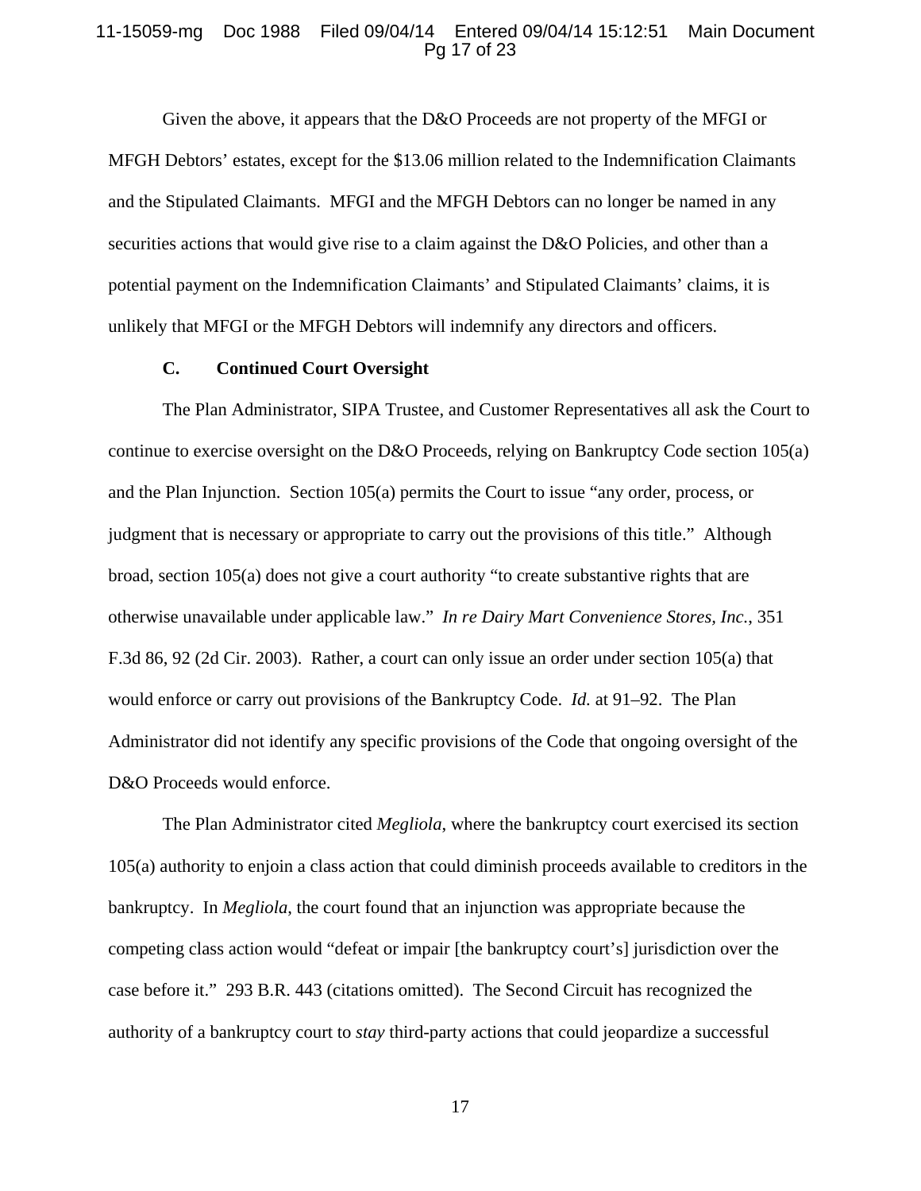Given the above, it appears that the D&O Proceeds are not property of the MFGI or MFGH Debtors' estates, except for the $13.06 million related to the Indemnification Claimants and the Stipulated Claimants. MFGI and the MFGH Debtors can no longer be named in any securities actions that would give rise to a claim against the D&O Policies, and other than a potential payment on the Indemnification Claimants' and Stipulated Claimants' claims, it is unlikely that MFGI or the MFGH Debtors will indemnify any directors and officers.

### C. Continued Court Oversight

The Plan Administrator, SIPA Trustee, and Customer Representatives all ask the Court to continue to exercise oversight on the D&O Proceeds, relying on Bankruptcy Code section 105(a) and the Plan Injunction. Section 105(a) permits the Court to issue "any order, process, or judgment that is necessary or appropriate to carry out the provisions of this title." Although broad, section 105(a) does not give a court authority "to create substantive rights that are otherwise unavailable under applicable law." *In re Dairy Mart Convenience Stores, Inc.*, 351 F.3d 86, 92 (2d Cir. 2003). Rather, a court can only issue an order under section 105(a) that would enforce or carry out provisions of the Bankruptcy Code. *Id.* at 91–92. The Plan Administrator did not identify any specific provisions of the Code that ongoing oversight of the D&O Proceeds would enforce.

The Plan Administrator cited *Megliola*, where the bankruptcy court exercised its section 105(a) authority to enjoin a class action that could diminish proceeds available to creditors in the bankruptcy. In *Megliola*, the court found that an injunction was appropriate because the competing class action would "defeat or impair [the bankruptcy court's] jurisdiction over the case before it." 293 B.R. 443 (citations omitted). The Second Circuit has recognized the authority of a bankruptcy court to *stay* third-party actions that could jeopardize a successful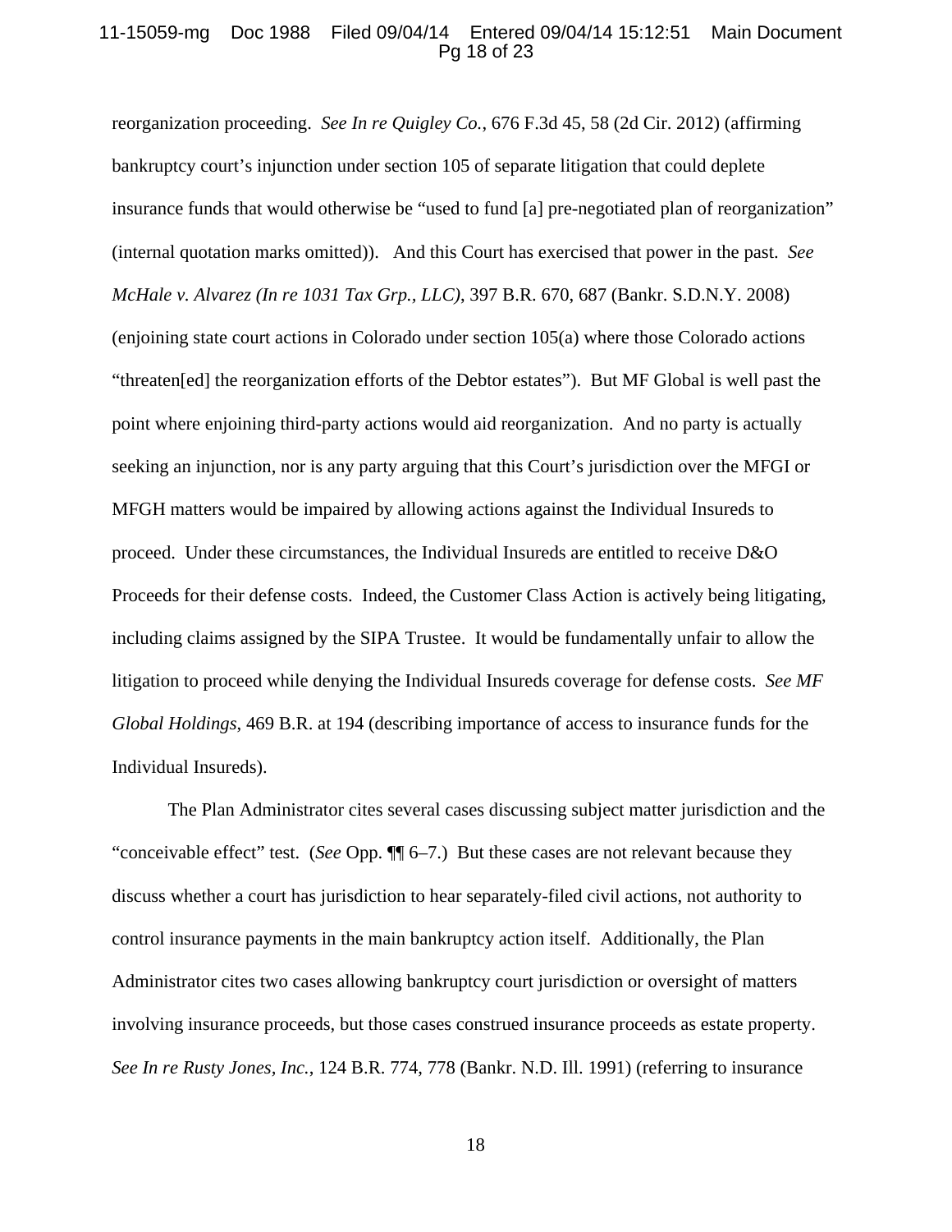reorganization proceeding. *See In re Quigley Co.*, 676 F.3d 45, 58 (2d Cir. 2012) (affirming bankruptcy court's injunction under section 105 of separate litigation that could deplete insurance funds that would otherwise be "used to fund [a] pre-negotiated plan of reorganization" (internal quotation marks omitted)). And this Court has exercised that power in the past. *See McHale v. Alvarez (In re 1031 Tax Grp., LLC)*, 397 B.R. 670, 687 (Bankr. S.D.N.Y. 2008) (enjoining state court actions in Colorado under section 105(a) where those Colorado actions "threaten[ed] the reorganization efforts of the Debtor estates"). But MF Global is well past the point where enjoining third-party actions would aid reorganization. And no party is actually seeking an injunction, nor is any party arguing that this Court's jurisdiction over the MFGI or MFGH matters would be impaired by allowing actions against the Individual Insureds to proceed. Under these circumstances, the Individual Insureds are entitled to receive D&O Proceeds for their defense costs. Indeed, the Customer Class Action is actively being litigating, including claims assigned by the SIPA Trustee. It would be fundamentally unfair to allow the litigation to proceed while denying the Individual Insureds coverage for defense costs. *See MF Global Holdings*, 469 B.R. at 194 (describing importance of access to insurance funds for the Individual Insureds).

The Plan Administrator cites several cases discussing subject matter jurisdiction and the "conceivable effect" test. (*See* Opp. ¶¶ 6–7.) But these cases are not relevant because they discuss whether a court has jurisdiction to hear separately-filed civil actions, not authority to control insurance payments in the main bankruptcy action itself. Additionally, the Plan Administrator cites two cases allowing bankruptcy court jurisdiction or oversight of matters involving insurance proceeds, but those cases construed insurance proceeds as estate property. *See In re Rusty Jones, Inc.*, 124 B.R. 774, 778 (Bankr. N.D. Ill. 1991) (referring to insurance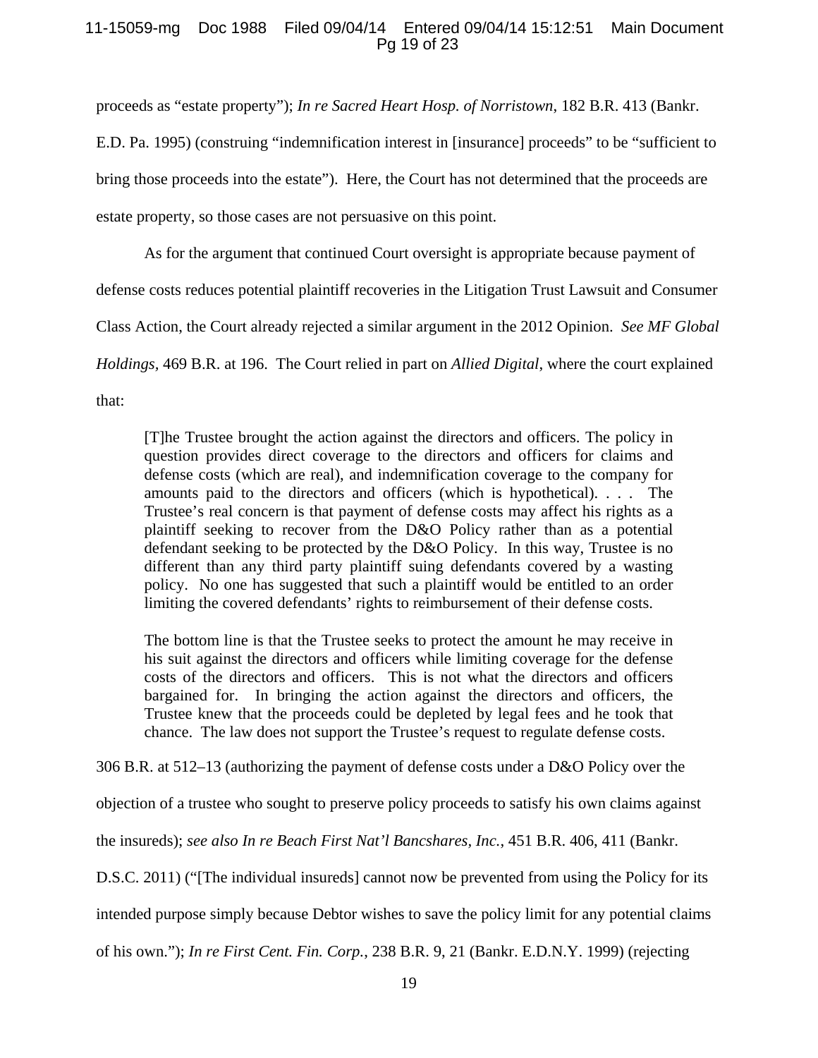proceeds as "estate property"); *In re Sacred Heart Hosp. of Norristown*, 182 B.R. 413 (Bankr. E.D. Pa. 1995) (construing "indemnification interest in [insurance] proceeds" to be "sufficient to bring those proceeds into the estate"). Here, the Court has not determined that the proceeds are estate property, so those cases are not persuasive on this point.

As for the argument that continued Court oversight is appropriate because payment of defense costs reduces potential plaintiff recoveries in the Litigation Trust Lawsuit and Consumer Class Action, the Court already rejected a similar argument in the 2012 Opinion. *See MF Global Holdings*, 469 B.R. at 196. The Court relied in part on *Allied Digital*, where the court explained that:

> [T]he Trustee brought the action against the directors and officers. The policy in question provides direct coverage to the directors and officers for claims and defense costs (which are real), and indemnification coverage to the company for amounts paid to the directors and officers (which is hypothetical). . . . The Trustee's real concern is that payment of defense costs may affect his rights as a plaintiff seeking to recover from the D&O Policy rather than as a potential defendant seeking to be protected by the D&O Policy. In this way, Trustee is no different than any third party plaintiff suing defendants covered by a wasting policy. No one has suggested that such a plaintiff would be entitled to an order limiting the covered defendants' rights to reimbursement of their defense costs.
>
> The bottom line is that the Trustee seeks to protect the amount he may receive in his suit against the directors and officers while limiting coverage for the defense costs of the directors and officers. This is not what the directors and officers bargained for. In bringing the action against the directors and officers, the Trustee knew that the proceeds could be depleted by legal fees and he took that chance. The law does not support the Trustee's request to regulate defense costs.

306 B.R. at 512–13 (authorizing the payment of defense costs under a D&O Policy over the objection of a trustee who sought to preserve policy proceeds to satisfy his own claims against the insureds); *see also In re Beach First Nat'l Bancshares, Inc.*, 451 B.R. 406, 411 (Bankr. D.S.C. 2011) ("[The individual insureds] cannot now be prevented from using the Policy for its intended purpose simply because Debtor wishes to save the policy limit for any potential claims of his own."); *In re First Cent. Fin. Corp.*, 238 B.R. 9, 21 (Bankr. E.D.N.Y. 1999) (rejecting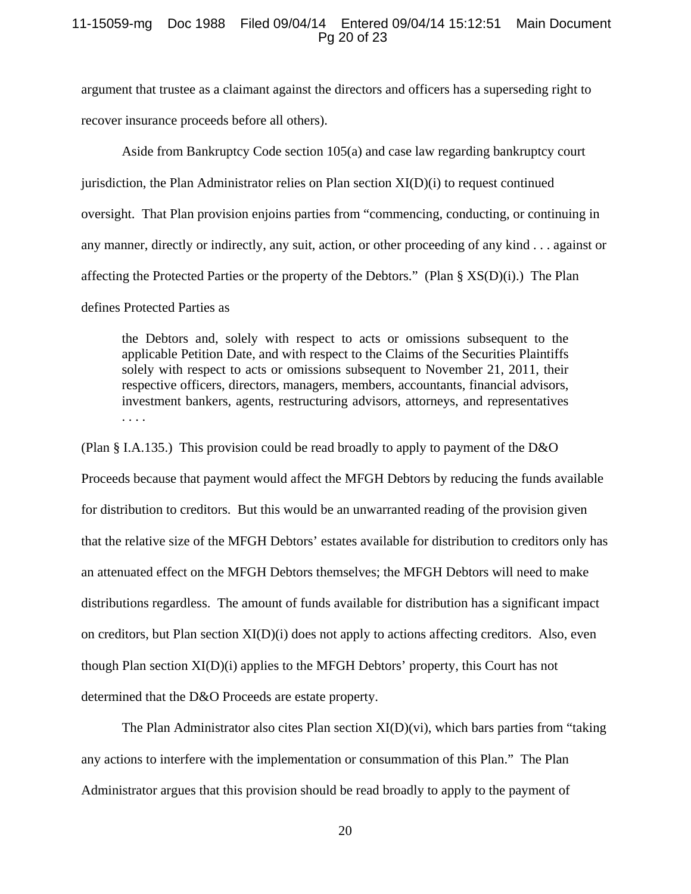argument that trustee as a claimant against the directors and officers has a superseding right to recover insurance proceeds before all others).

Aside from Bankruptcy Code section 105(a) and case law regarding bankruptcy court jurisdiction, the Plan Administrator relies on Plan section XI(D)(i) to request continued oversight. That Plan provision enjoins parties from "commencing, conducting, or continuing in any manner, directly or indirectly, any suit, action, or other proceeding of any kind . . . against or affecting the Protected Parties or the property of the Debtors." (Plan § XS(D)(i).) The Plan defines Protected Parties as

> the Debtors and, solely with respect to acts or omissions subsequent to the applicable Petition Date, and with respect to the Claims of the Securities Plaintiffs solely with respect to acts or omissions subsequent to November 21, 2011, their respective officers, directors, managers, members, accountants, financial advisors, investment bankers, agents, restructuring advisors, attorneys, and representatives . . . .

(Plan § I.A.135.) This provision could be read broadly to apply to payment of the D&O Proceeds because that payment would affect the MFGH Debtors by reducing the funds available for distribution to creditors. But this would be an unwarranted reading of the provision given that the relative size of the MFGH Debtors' estates available for distribution to creditors only has an attenuated effect on the MFGH Debtors themselves; the MFGH Debtors will need to make distributions regardless. The amount of funds available for distribution has a significant impact on creditors, but Plan section XI(D)(i) does not apply to actions affecting creditors. Also, even though Plan section XI(D)(i) applies to the MFGH Debtors' property, this Court has not determined that the D&O Proceeds are estate property.

The Plan Administrator also cites Plan section XI(D)(vi), which bars parties from "taking any actions to interfere with the implementation or consummation of this Plan." The Plan Administrator argues that this provision should be read broadly to apply to the payment of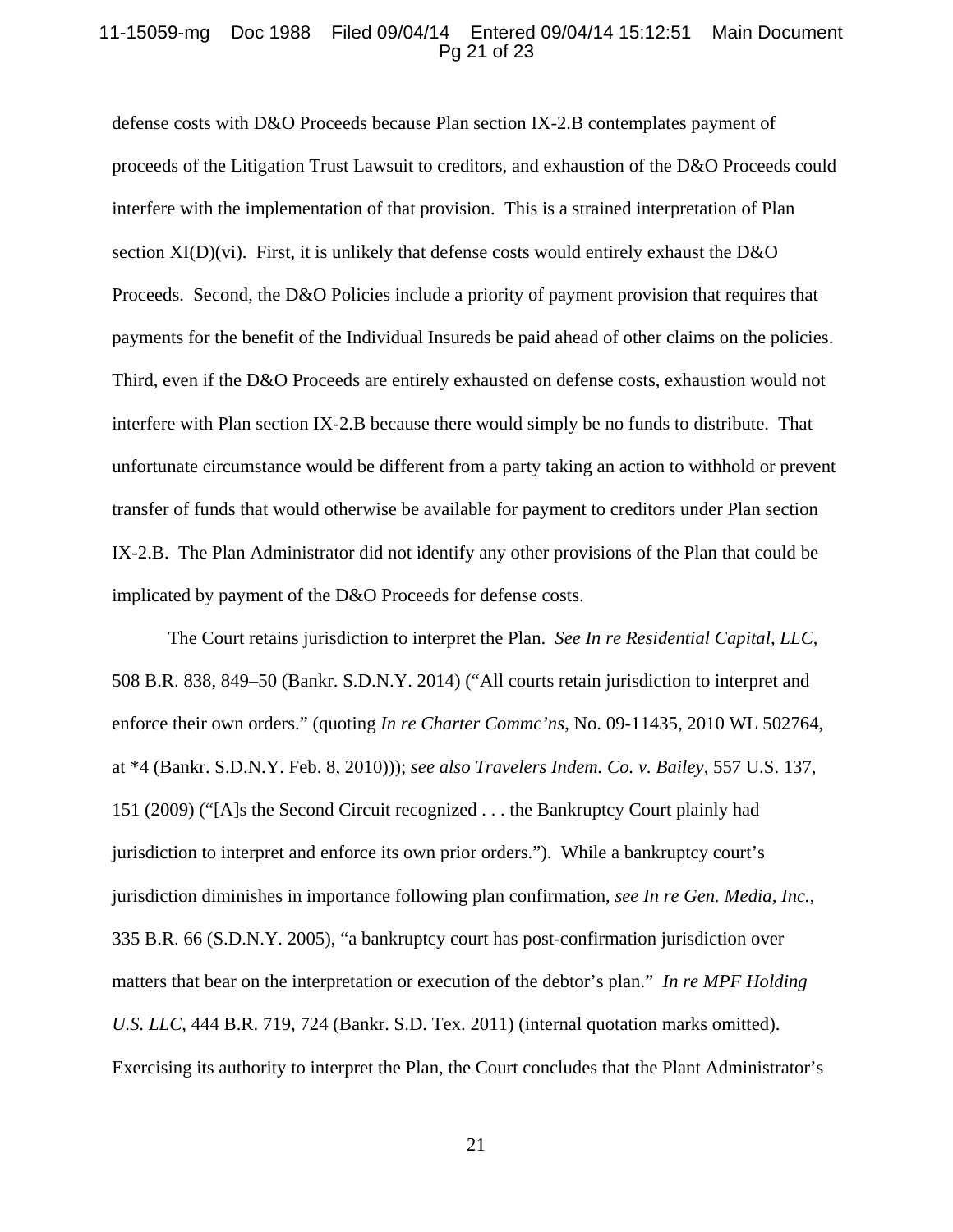defense costs with D&O Proceeds because Plan section IX-2.B contemplates payment of proceeds of the Litigation Trust Lawsuit to creditors, and exhaustion of the D&O Proceeds could interfere with the implementation of that provision. This is a strained interpretation of Plan section XI(D)(vi). First, it is unlikely that defense costs would entirely exhaust the D&O Proceeds. Second, the D&O Policies include a priority of payment provision that requires that payments for the benefit of the Individual Insureds be paid ahead of other claims on the policies. Third, even if the D&O Proceeds are entirely exhausted on defense costs, exhaustion would not interfere with Plan section IX-2.B because there would simply be no funds to distribute. That unfortunate circumstance would be different from a party taking an action to withhold or prevent transfer of funds that would otherwise be available for payment to creditors under Plan section IX-2.B. The Plan Administrator did not identify any other provisions of the Plan that could be implicated by payment of the D&O Proceeds for defense costs.

The Court retains jurisdiction to interpret the Plan. *See In re Residential Capital, LLC*, 508 B.R. 838, 849–50 (Bankr. S.D.N.Y. 2014) ("All courts retain jurisdiction to interpret and enforce their own orders." (quoting *In re Charter Commc'ns*, No. 09-11435, 2010 WL 502764, at *4 (Bankr. S.D.N.Y. Feb. 8, 2010))); *see also Travelers Indem. Co. v. Bailey*, 557 U.S. 137, 151 (2009) ("[A]s the Second Circuit recognized . . . the Bankruptcy Court plainly had jurisdiction to interpret and enforce its own prior orders."). While a bankruptcy court's jurisdiction diminishes in importance following plan confirmation, *see In re Gen. Media, Inc.*, 335 B.R. 66 (S.D.N.Y. 2005), "a bankruptcy court has post-confirmation jurisdiction over matters that bear on the interpretation or execution of the debtor's plan." *In re MPF Holding U.S. LLC*, 444 B.R. 719, 724 (Bankr. S.D. Tex. 2011) (internal quotation marks omitted). Exercising its authority to interpret the Plan, the Court concludes that the Plant Administrator's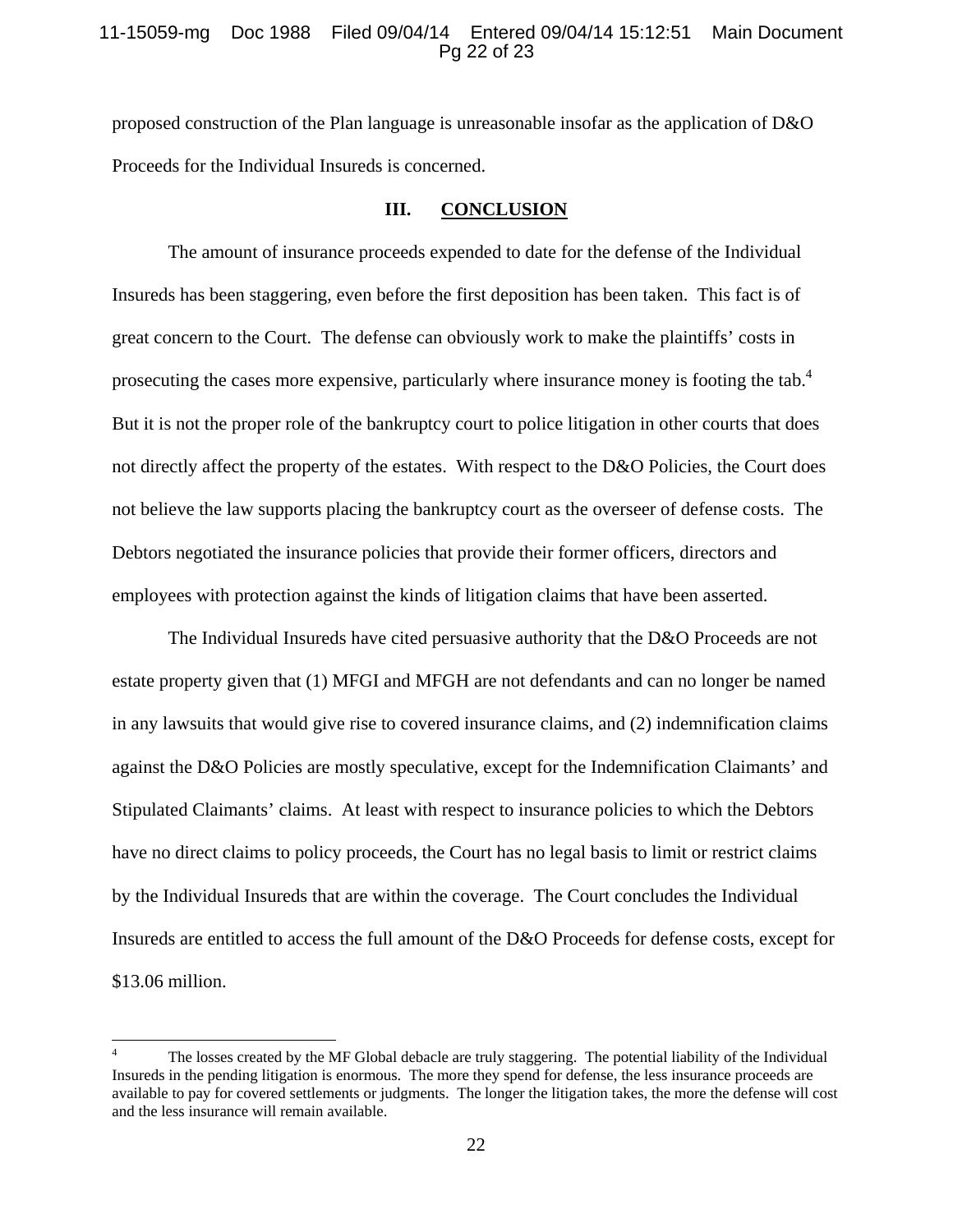proposed construction of the Plan language is unreasonable insofar as the application of D&O Proceeds for the Individual Insureds is concerned.

## III. CONCLUSION

The amount of insurance proceeds expended to date for the defense of the Individual Insureds has been staggering, even before the first deposition has been taken. This fact is of great concern to the Court. The defense can obviously work to make the plaintiffs' costs in prosecuting the cases more expensive, particularly where insurance money is footing the tab.[4] But it is not the proper role of the bankruptcy court to police litigation in other courts that does not directly affect the property of the estates. With respect to the D&O Policies, the Court does not believe the law supports placing the bankruptcy court as the overseer of defense costs. The Debtors negotiated the insurance policies that provide their former officers, directors and employees with protection against the kinds of litigation claims that have been asserted.

The Individual Insureds have cited persuasive authority that the D&O Proceeds are not estate property given that (1) MFGI and MFGH are not defendants and can no longer be named in any lawsuits that would give rise to covered insurance claims, and (2) indemnification claims against the D&O Policies are mostly speculative, except for the Indemnification Claimants' and Stipulated Claimants' claims. At least with respect to insurance policies to which the Debtors have no direct claims to policy proceeds, the Court has no legal basis to limit or restrict claims by the Individual Insureds that are within the coverage. The Court concludes the Individual Insureds are entitled to access the full amount of the D&O Proceeds for defense costs, except for $13.06 million.

---

[4] The losses created by the MF Global debacle are truly staggering. The potential liability of the Individual Insureds in the pending litigation is enormous. The more they spend for defense, the less insurance proceeds are available to pay for covered settlements or judgments. The longer the litigation takes, the more the defense will cost and the less insurance will remain available.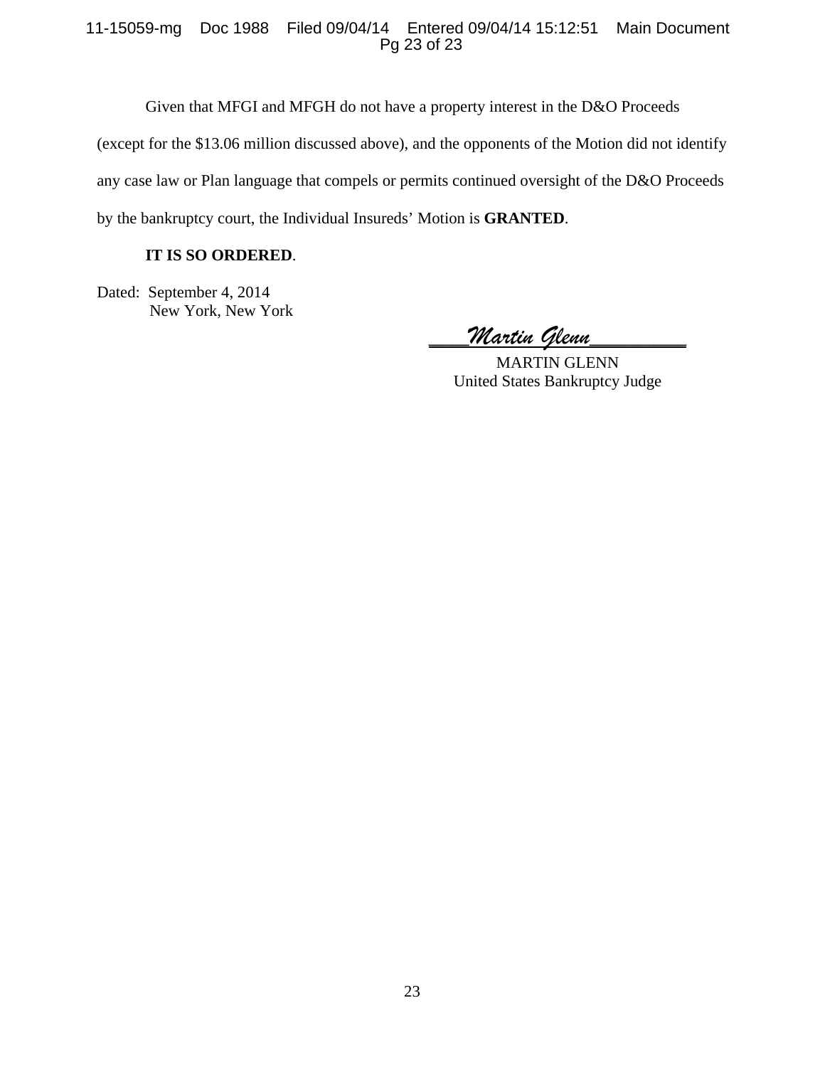Given that MFGI and MFGH do not have a property interest in the D&O Proceeds (except for the $13.06 million discussed above), and the opponents of the Motion did not identify any case law or Plan language that compels or permits continued oversight of the D&O Proceeds by the bankruptcy court, the Individual Insureds' Motion is **GRANTED**.

**IT IS SO ORDERED**.

Dated: September 4, 2014
New York, New York

*Martin Glenn*

MARTIN GLENN
United States Bankruptcy Judge